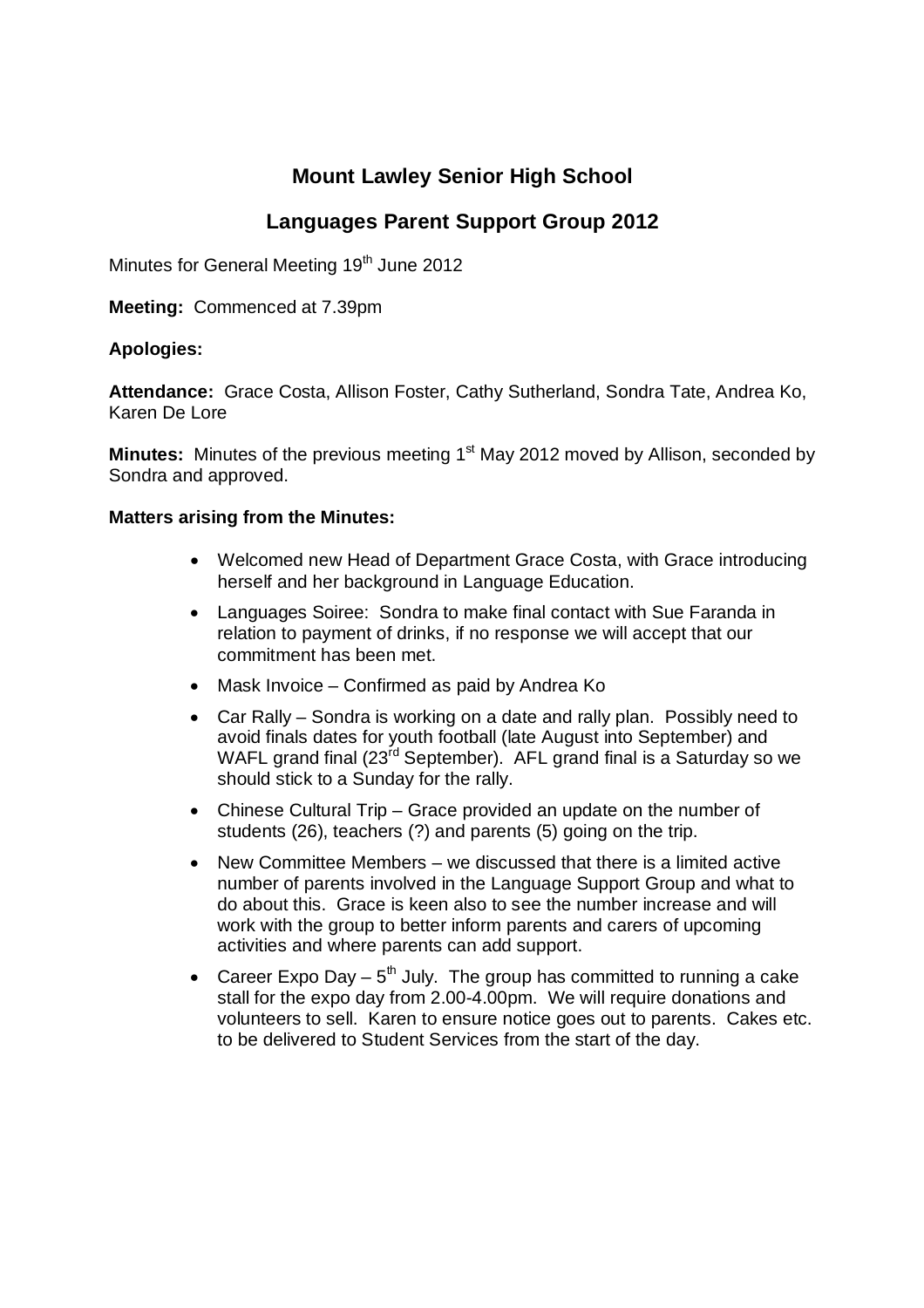# Mount Lawley Senior High School

## Languages Parent Support Group 2012

Minutes for General Meeting 19th June 2012

**Meeting:** Commenced at 7.39pm

**Apologies:**

**Attendance:** Grace Costa, Allison Foster, Cathy Sutherland, Sondra Tate, Andrea Ko, Karen De Lore

**Minutes:** Minutes of the previous meeting 1st May 2012 moved by Allison, seconded by Sondra and approved.

**Matters arising from the Minutes:**

- Welcomed new Head of Department Grace Costa, with Grace introducing herself and her background in Language Education.
- Languages Soiree: Sondra to make final contact with Sue Faranda in relation to payment of drinks, if no response we will accept that our commitment has been met.
- Mask Invoice – Confirmed as paid by Andrea Ko
- Car Rally – Sondra is working on a date and rally plan. Possibly need to avoid finals dates for youth football (late August into September) and WAFL grand final (23rd September). AFL grand final is a Saturday so we should stick to a Sunday for the rally.
- Chinese Cultural Trip – Grace provided an update on the number of students (26), teachers (?) and parents (5) going on the trip.
- New Committee Members – we discussed that there is a limited active number of parents involved in the Language Support Group and what to do about this. Grace is keen also to see the number increase and will work with the group to better inform parents and carers of upcoming activities and where parents can add support.
- Career Expo Day – 5th July. The group has committed to running a cake stall for the expo day from 2.00-4.00pm. We will require donations and volunteers to sell. Karen to ensure notice goes out to parents. Cakes etc. to be delivered to Student Services from the start of the day.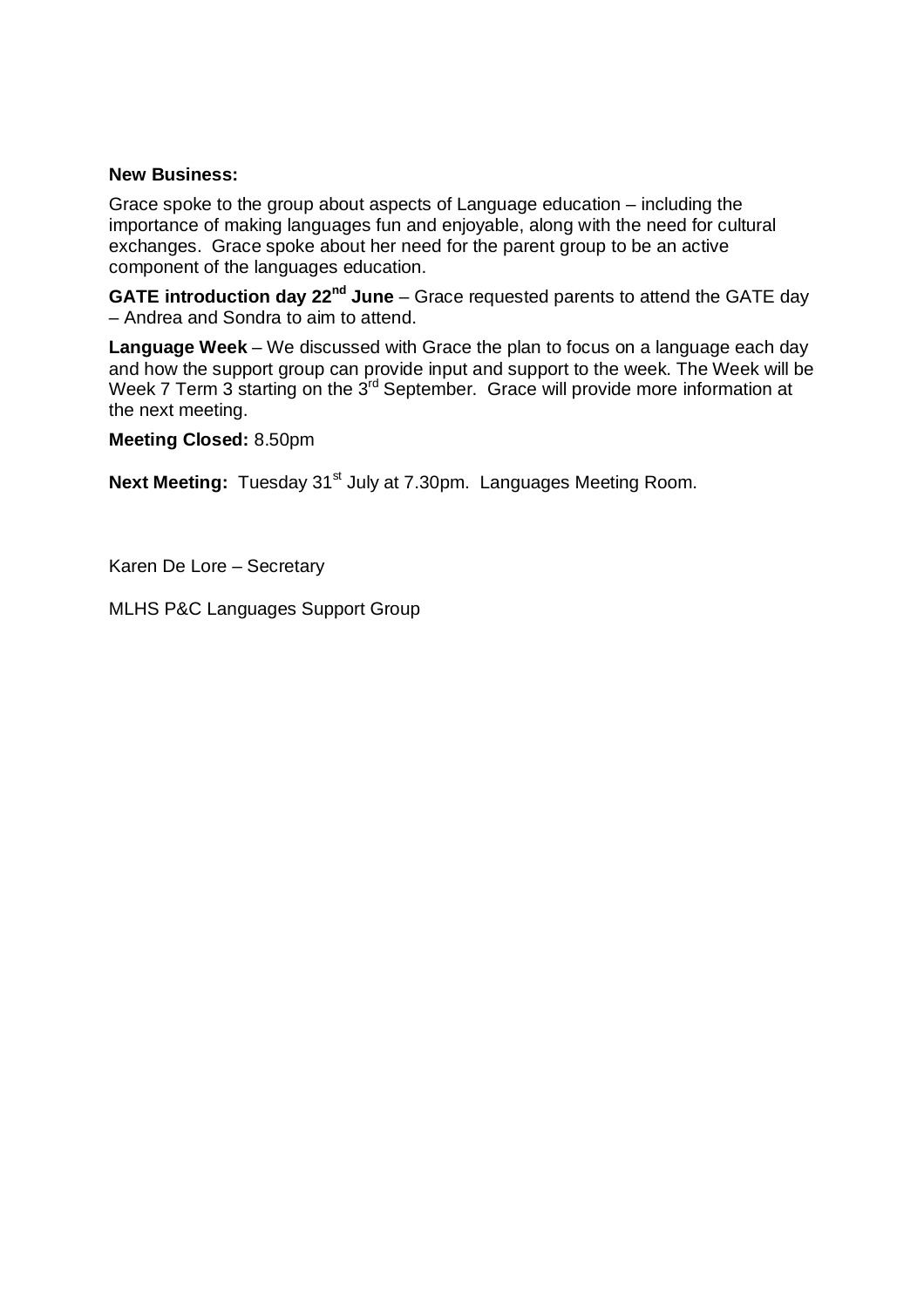**New Business:**

Grace spoke to the group about aspects of Language education – including the importance of making languages fun and enjoyable, along with the need for cultural exchanges. Grace spoke about her need for the parent group to be an active component of the languages education.

**GATE introduction day 22nd June** – Grace requested parents to attend the GATE day – Andrea and Sondra to aim to attend.

**Language Week** – We discussed with Grace the plan to focus on a language each day and how the support group can provide input and support to the week. The Week will be Week 7 Term 3 starting on the 3rd September. Grace will provide more information at the next meeting.

**Meeting Closed:** 8.50pm

**Next Meeting:** Tuesday 31st July at 7.30pm. Languages Meeting Room.

Karen De Lore – Secretary

MLHS P&C Languages Support Group